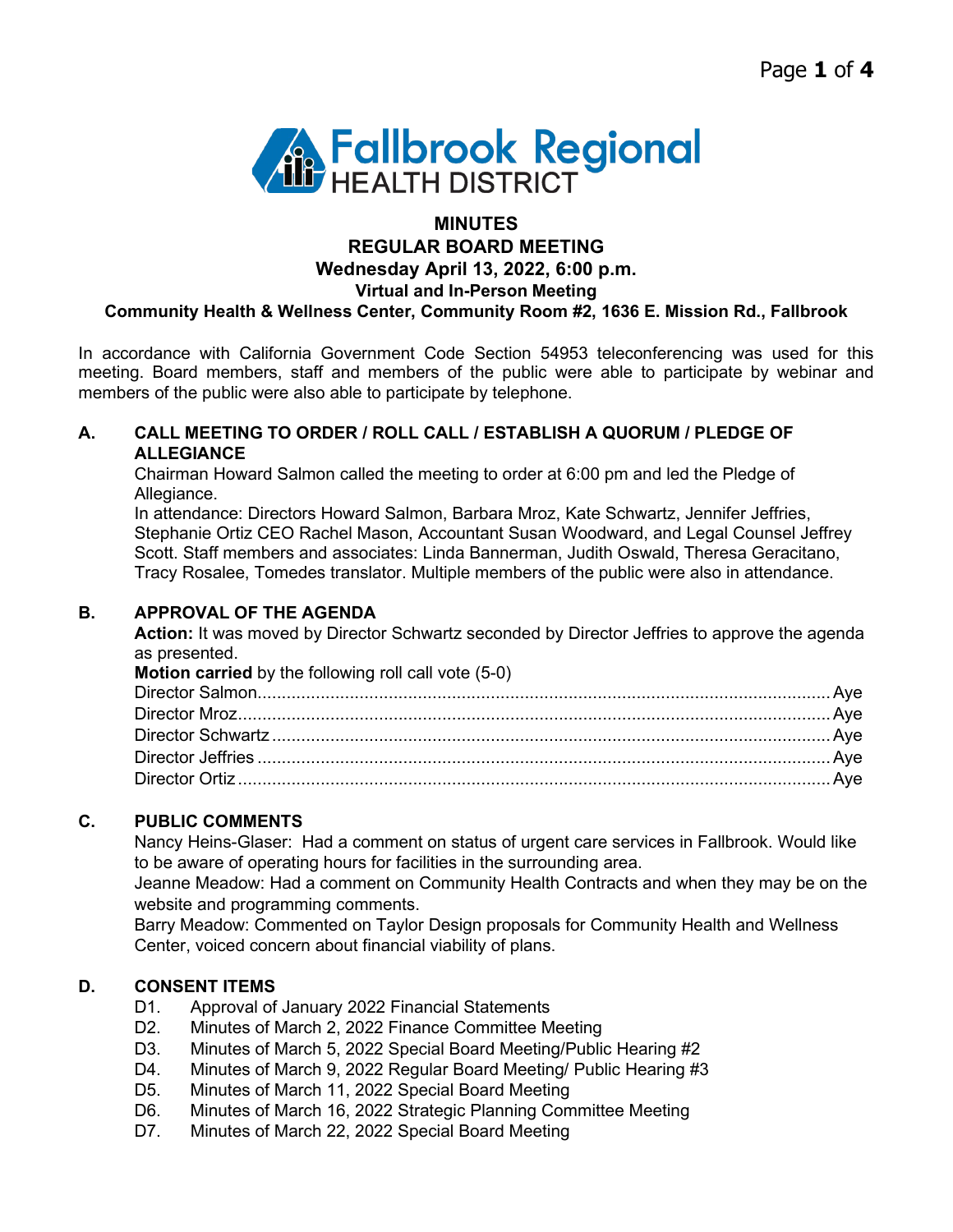Fallbrook Regional HEALTH DISTRICT

# MINUTES
## REGULAR BOARD MEETING
### Wednesday April 13, 2022, 6:00 p.m.
### Virtual and In-Person Meeting
### Community Health & Wellness Center, Community Room #2, 1636 E. Mission Rd., Fallbrook

In accordance with California Government Code Section 54953 teleconferencing was used for this meeting. Board members, staff and members of the public were able to participate by webinar and members of the public were also able to participate by telephone.

**A. CALL MEETING TO ORDER / ROLL CALL / ESTABLISH A QUORUM / PLEDGE OF ALLEGIANCE**

Chairman Howard Salmon called the meeting to order at 6:00 pm and led the Pledge of Allegiance.

In attendance: Directors Howard Salmon, Barbara Mroz, Kate Schwartz, Jennifer Jeffries, Stephanie Ortiz CEO Rachel Mason, Accountant Susan Woodward, and Legal Counsel Jeffrey Scott. Staff members and associates: Linda Bannerman, Judith Oswald, Theresa Geracitano, Tracy Rosalee, Tomedes translator. Multiple members of the public were also in attendance.

**B. APPROVAL OF THE AGENDA**

**Action:** It was moved by Director Schwartz seconded by Director Jeffries to approve the agenda as presented.

**Motion carried** by the following roll call vote (5-0)

Director Salmon........................................Aye
Director Mroz..........................................Aye
Director Schwartz......................................Aye
Director Jeffries......................................Aye
Director Ortiz.........................................Aye

**C. PUBLIC COMMENTS**

Nancy Heins-Glaser: Had a comment on status of urgent care services in Fallbrook. Would like to be aware of operating hours for facilities in the surrounding area.

Jeanne Meadow: Had a comment on Community Health Contracts and when they may be on the website and programming comments.

Barry Meadow: Commented on Taylor Design proposals for Community Health and Wellness Center, voiced concern about financial viability of plans.

**D. CONSENT ITEMS**

D1. Approval of January 2022 Financial Statements
D2. Minutes of March 2, 2022 Finance Committee Meeting
D3. Minutes of March 5, 2022 Special Board Meeting/Public Hearing #2
D4. Minutes of March 9, 2022 Regular Board Meeting/ Public Hearing #3
D5. Minutes of March 11, 2022 Special Board Meeting
D6. Minutes of March 16, 2022 Strategic Planning Committee Meeting
D7. Minutes of March 22, 2022 Special Board Meeting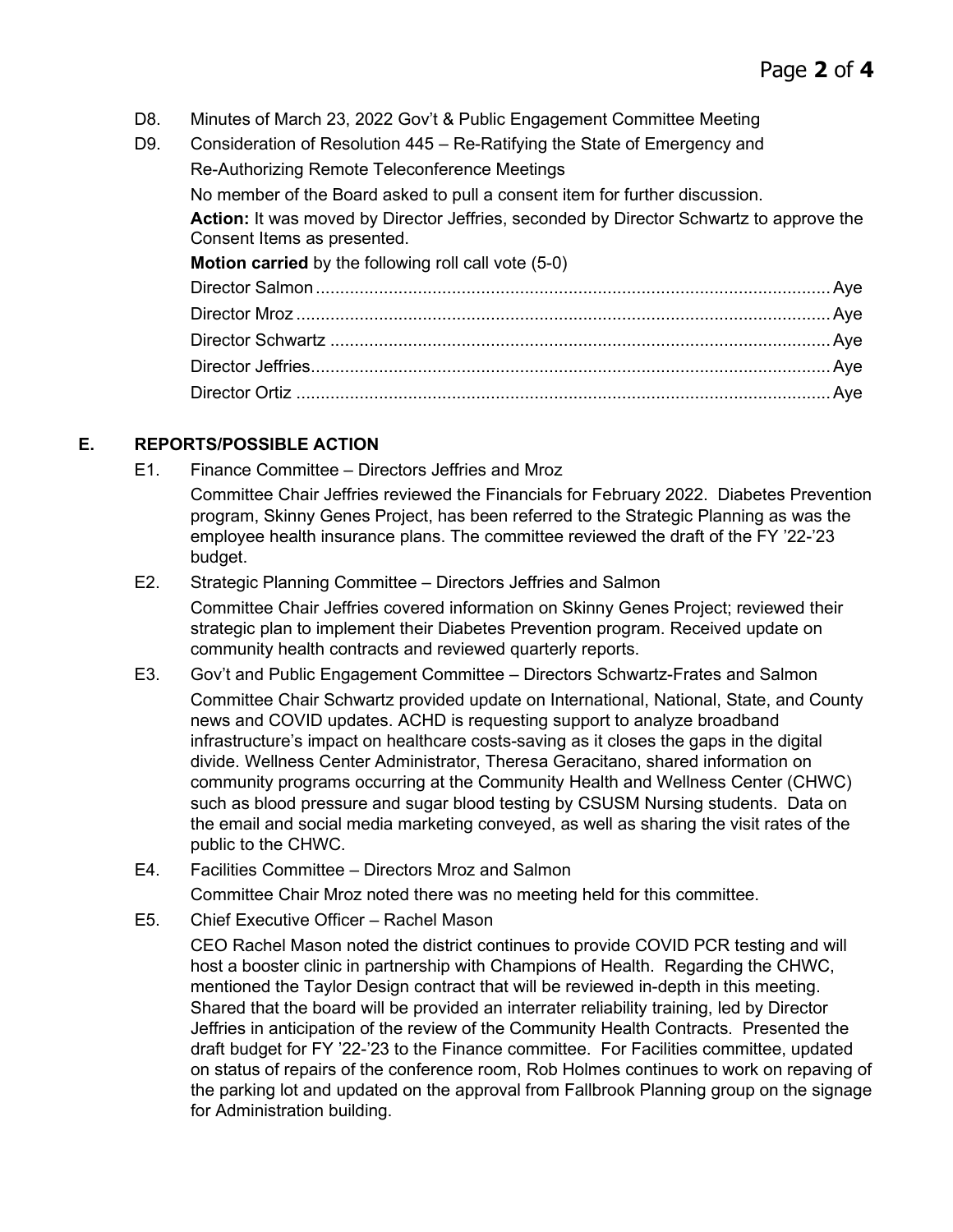D8. Minutes of March 23, 2022 Gov't & Public Engagement Committee Meeting

D9. Consideration of Resolution 445 – Re-Ratifying the State of Emergency and Re-Authorizing Remote Teleconference Meetings

No member of the Board asked to pull a consent item for further discussion.

**Action:** It was moved by Director Jeffries, seconded by Director Schwartz to approve the Consent Items as presented.

**Motion carried** by the following roll call vote (5-0)

Director Salmon .......... Aye
Director Mroz .......... Aye
Director Schwartz .......... Aye
Director Jeffries .......... Aye
Director Ortiz .......... Aye

## E. REPORTS/POSSIBLE ACTION

E1. Finance Committee – Directors Jeffries and Mroz

Committee Chair Jeffries reviewed the Financials for February 2022. Diabetes Prevention program, Skinny Genes Project, has been referred to the Strategic Planning as was the employee health insurance plans. The committee reviewed the draft of the FY '22-'23 budget.

E2. Strategic Planning Committee – Directors Jeffries and Salmon

Committee Chair Jeffries covered information on Skinny Genes Project; reviewed their strategic plan to implement their Diabetes Prevention program. Received update on community health contracts and reviewed quarterly reports.

E3. Gov't and Public Engagement Committee – Directors Schwartz-Frates and Salmon

Committee Chair Schwartz provided update on International, National, State, and County news and COVID updates. ACHD is requesting support to analyze broadband infrastructure's impact on healthcare costs-saving as it closes the gaps in the digital divide. Wellness Center Administrator, Theresa Geracitano, shared information on community programs occurring at the Community Health and Wellness Center (CHWC) such as blood pressure and sugar blood testing by CSUSM Nursing students. Data on the email and social media marketing conveyed, as well as sharing the visit rates of the public to the CHWC.

E4. Facilities Committee – Directors Mroz and Salmon

Committee Chair Mroz noted there was no meeting held for this committee.

E5. Chief Executive Officer – Rachel Mason

CEO Rachel Mason noted the district continues to provide COVID PCR testing and will host a booster clinic in partnership with Champions of Health. Regarding the CHWC, mentioned the Taylor Design contract that will be reviewed in-depth in this meeting. Shared that the board will be provided an interrater reliability training, led by Director Jeffries in anticipation of the review of the Community Health Contracts. Presented the draft budget for FY '22-'23 to the Finance committee. For Facilities committee, updated on status of repairs of the conference room, Rob Holmes continues to work on repaving of the parking lot and updated on the approval from Fallbrook Planning group on the signage for Administration building.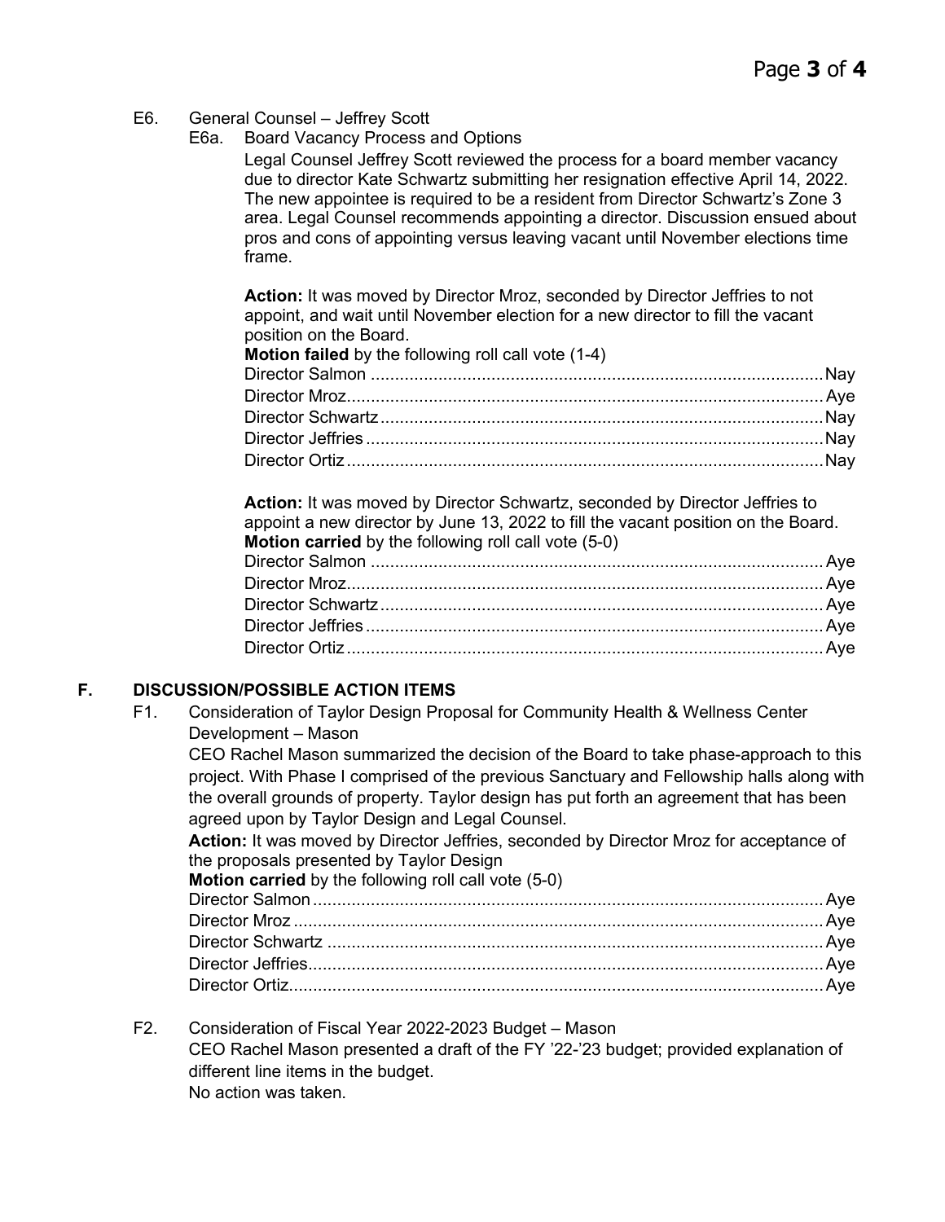E6. General Counsel – Jeffrey Scott

E6a. Board Vacancy Process and Options

Legal Counsel Jeffrey Scott reviewed the process for a board member vacancy due to director Kate Schwartz submitting her resignation effective April 14, 2022. The new appointee is required to be a resident from Director Schwartz's Zone 3 area. Legal Counsel recommends appointing a director. Discussion ensued about pros and cons of appointing versus leaving vacant until November elections time frame.

**Action:** It was moved by Director Mroz, seconded by Director Jeffries to not appoint, and wait until November election for a new director to fill the vacant position on the Board.

**Motion failed** by the following roll call vote (1-4)

Director Salmon ............................................................ Nay
Director Mroz ............................................................ Aye
Director Schwartz ............................................................ Nay
Director Jeffries ............................................................ Nay
Director Ortiz ............................................................ Nay

**Action:** It was moved by Director Schwartz, seconded by Director Jeffries to appoint a new director by June 13, 2022 to fill the vacant position on the Board.

**Motion carried** by the following roll call vote (5-0)

Director Salmon ............................................................ Aye
Director Mroz ............................................................ Aye
Director Schwartz ............................................................ Aye
Director Jeffries ............................................................ Aye
Director Ortiz ............................................................ Aye

## F. DISCUSSION/POSSIBLE ACTION ITEMS

F1. Consideration of Taylor Design Proposal for Community Health & Wellness Center Development – Mason

CEO Rachel Mason summarized the decision of the Board to take phase-approach to this project. With Phase I comprised of the previous Sanctuary and Fellowship halls along with the overall grounds of property. Taylor design has put forth an agreement that has been agreed upon by Taylor Design and Legal Counsel.

**Action:** It was moved by Director Jeffries, seconded by Director Mroz for acceptance of the proposals presented by Taylor Design

**Motion carried** by the following roll call vote (5-0)

Director Salmon ............................................................ Aye
Director Mroz ............................................................ Aye
Director Schwartz ............................................................ Aye
Director Jeffries ............................................................ Aye
Director Ortiz ............................................................ Aye

F2. Consideration of Fiscal Year 2022-2023 Budget – Mason

CEO Rachel Mason presented a draft of the FY '22-'23 budget; provided explanation of different line items in the budget.

No action was taken.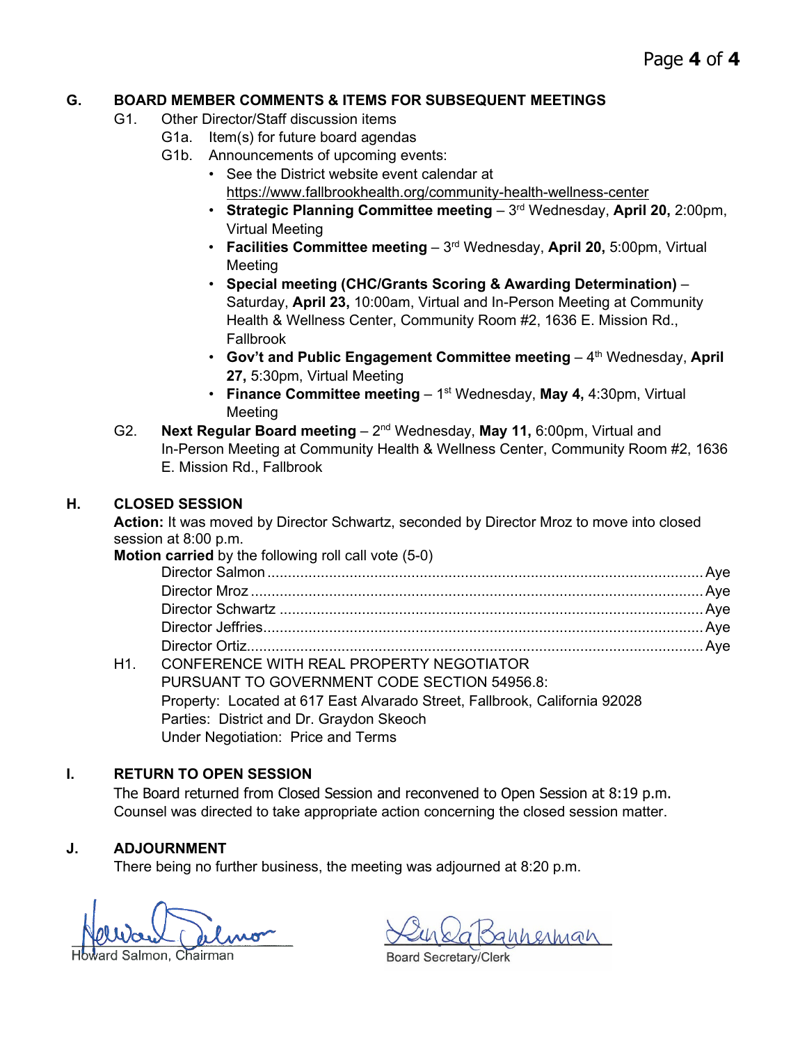## G. BOARD MEMBER COMMENTS & ITEMS FOR SUBSEQUENT MEETINGS

G1. Other Director/Staff discussion items

G1a. Item(s) for future board agendas

G1b. Announcements of upcoming events:

- See the District website event calendar at https://www.fallbrookhealth.org/community-health-wellness-center
- **Strategic Planning Committee meeting** – 3rd Wednesday, **April 20,** 2:00pm, Virtual Meeting
- **Facilities Committee meeting** – 3rd Wednesday, **April 20,** 5:00pm, Virtual Meeting
- **Special meeting (CHC/Grants Scoring & Awarding Determination)** – Saturday, **April 23,** 10:00am, Virtual and In-Person Meeting at Community Health & Wellness Center, Community Room #2, 1636 E. Mission Rd., Fallbrook
- **Gov't and Public Engagement Committee meeting** – 4th Wednesday, **April 27,** 5:30pm, Virtual Meeting
- **Finance Committee meeting** – 1st Wednesday, **May 4,** 4:30pm, Virtual Meeting

G2. **Next Regular Board meeting** – 2nd Wednesday, **May 11,** 6:00pm, Virtual and In-Person Meeting at Community Health & Wellness Center, Community Room #2, 1636 E. Mission Rd., Fallbrook

## H. CLOSED SESSION

**Action:** It was moved by Director Schwartz, seconded by Director Mroz to move into closed session at 8:00 p.m.

**Motion carried** by the following roll call vote (5-0)

| | |
|---|---|
| Director Salmon | Aye |
| Director Mroz | Aye |
| Director Schwartz | Aye |
| Director Jeffries | Aye |
| Director Ortiz | Aye |

H1. CONFERENCE WITH REAL PROPERTY NEGOTIATOR
PURSUANT TO GOVERNMENT CODE SECTION 54956.8:
Property: Located at 617 East Alvarado Street, Fallbrook, California 92028
Parties: District and Dr. Graydon Skeoch
Under Negotiation: Price and Terms

## I. RETURN TO OPEN SESSION

The Board returned from Closed Session and reconvened to Open Session at 8:19 p.m. Counsel was directed to take appropriate action concerning the closed session matter.

## J. ADJOURNMENT

There being no further business, the meeting was adjourned at 8:20 p.m.

Howard Salmon, Chairman

Board Secretary/Clerk